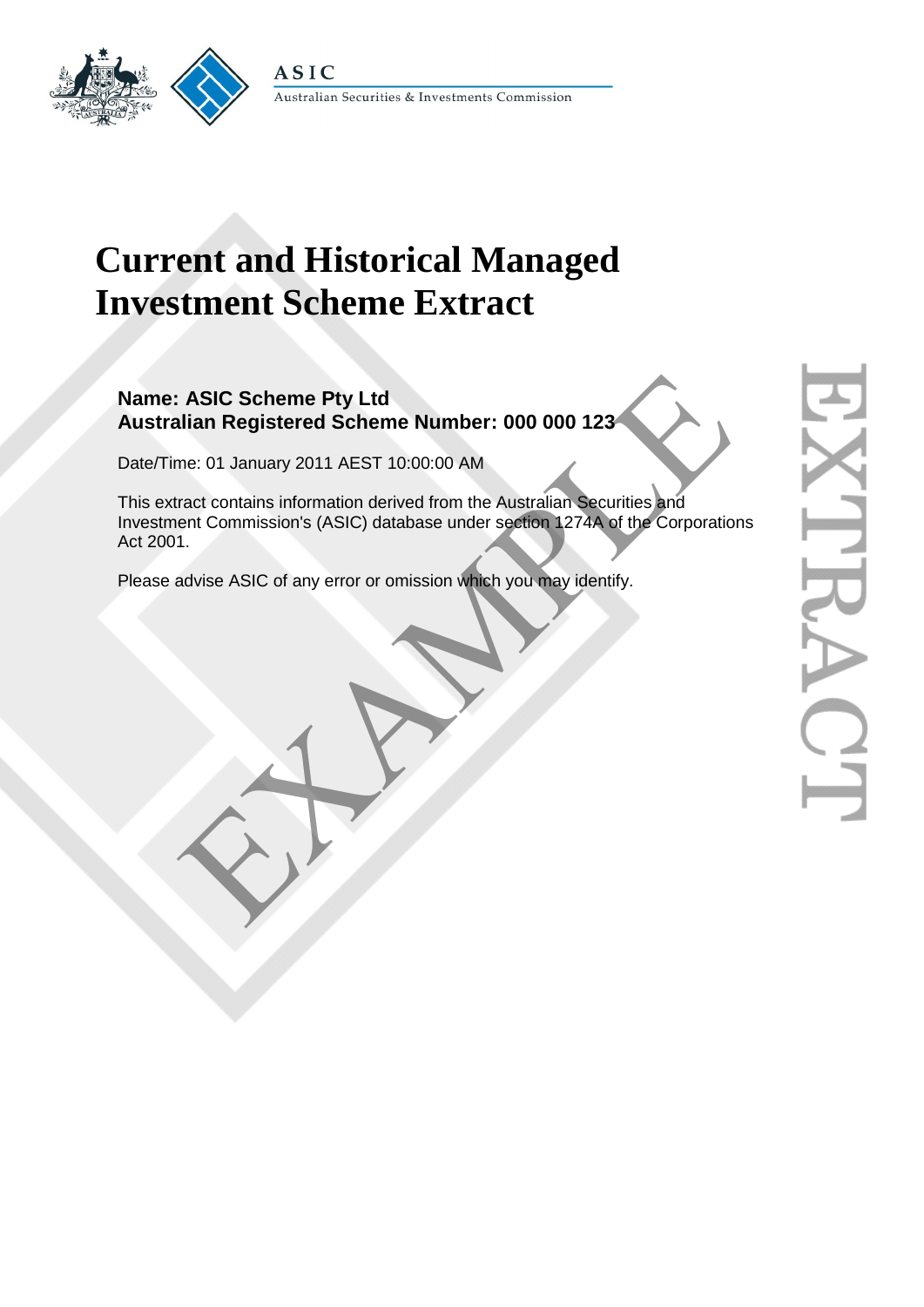ASIC

Australian Securities & Investments Commission

# Current and Historical Managed Investment Scheme Extract

**Name: ASIC Scheme Pty Ltd**
**Australian Registered Scheme Number: 000 000 123**

Date/Time: 01 January 2011 AEST 10:00:00 AM

This extract contains information derived from the Australian Securities and Investment Commission's (ASIC) database under section 1274A of the Corporations Act 2001.

Please advise ASIC of any error or omission which you may identify.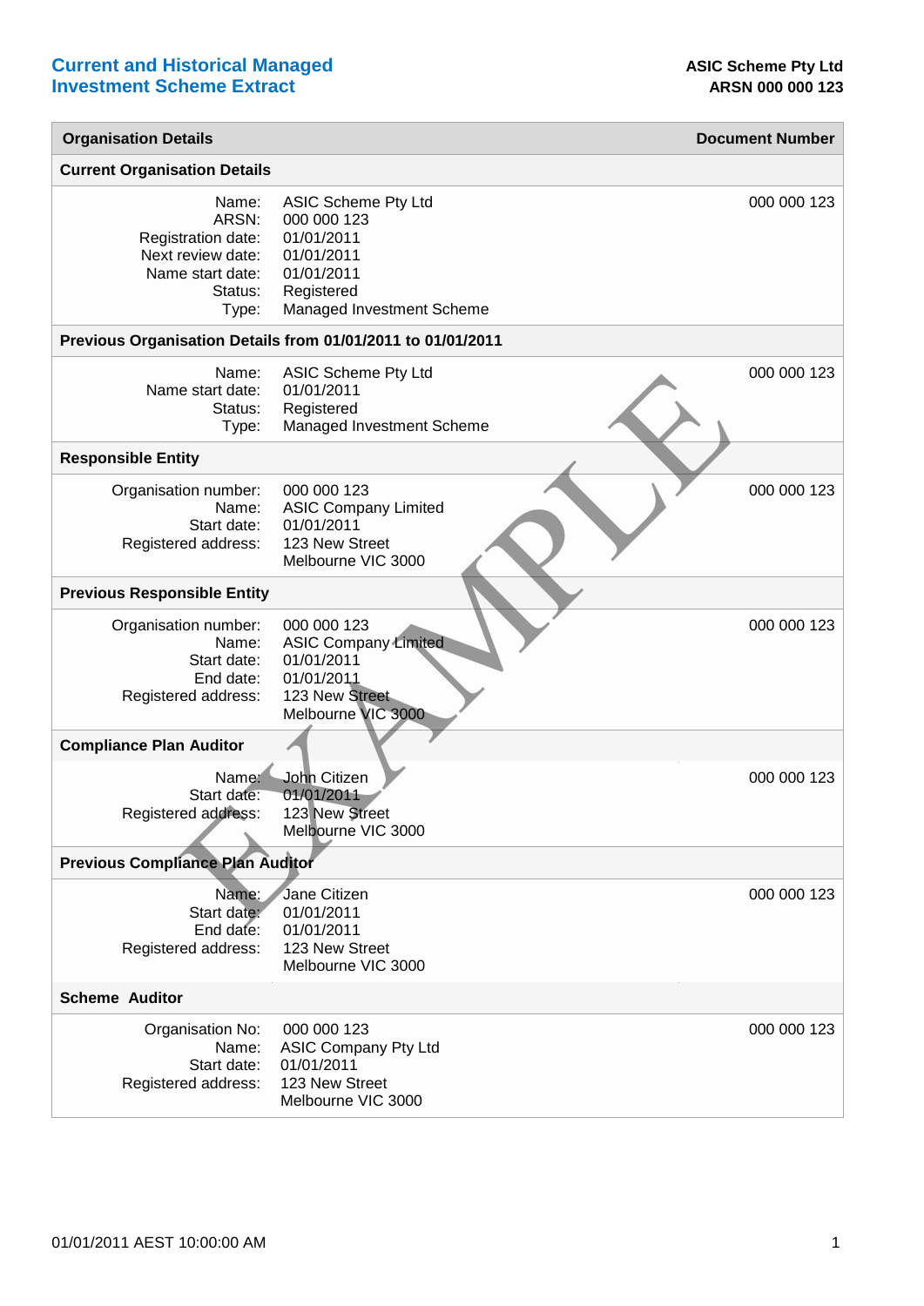# Current and Historical Managed Investment Scheme Extract

**ASIC Scheme Pty Ltd**
**ARSN 000 000 123**

| **Organisation Details** | | **Document Number** |
|---|---|---|
| **Current Organisation Details** | | |
| Name: | ASIC Scheme Pty Ltd | 000 000 123 |
| ARSN: | 000 000 123 | |
| Registration date: | 01/01/2011 | |
| Next review date: | 01/01/2011 | |
| Name start date: | 01/01/2011 | |
| Status: | Registered | |
| Type: | Managed Investment Scheme | |
| **Previous Organisation Details from 01/01/2011 to 01/01/2011** | | |
| Name: | ASIC Scheme Pty Ltd | 000 000 123 |
| Name start date: | 01/01/2011 | |
| Status: | Registered | |
| Type: | Managed Investment Scheme | |
| **Responsible Entity** | | |
| Organisation number: | 000 000 123 | 000 000 123 |
| Name: | ASIC Company Limited | |
| Start date: | 01/01/2011 | |
| Registered address: | 123 New Street<br>Melbourne VIC 3000 | |
| **Previous Responsible Entity** | | |
| Organisation number: | 000 000 123 | 000 000 123 |
| Name: | ASIC Company Limited | |
| Start date: | 01/01/2011 | |
| End date: | 01/01/2011 | |
| Registered address: | 123 New Street<br>Melbourne VIC 3000 | |
| **Compliance Plan Auditor** | | |
| Name: | John Citizen | 000 000 123 |
| Start date: | 01/01/2011 | |
| Registered address: | 123 New Street<br>Melbourne VIC 3000 | |
| **Previous Compliance Plan Auditor** | | |
| Name: | Jane Citizen | 000 000 123 |
| Start date: | 01/01/2011 | |
| End date: | 01/01/2011 | |
| Registered address: | 123 New Street<br>Melbourne VIC 3000 | |
| **Scheme Auditor** | | |
| Organisation No: | 000 000 123 | 000 000 123 |
| Name: | ASIC Company Pty Ltd | |
| Start date: | 01/01/2011 | |
| Registered address: | 123 New Street<br>Melbourne VIC 3000 | |

01/01/2011 AEST 10:00:00 AM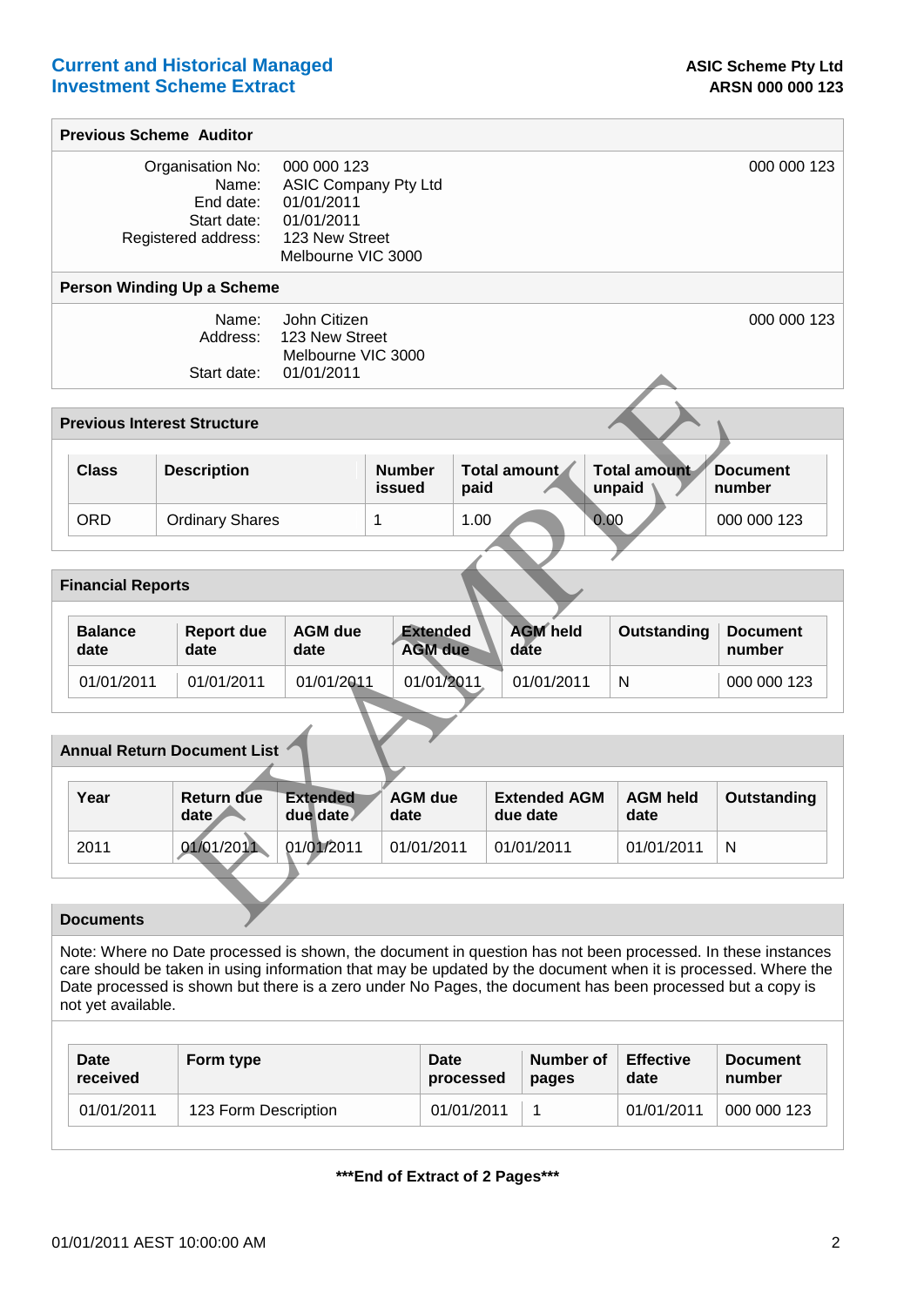## Previous Scheme Auditor

| | | |
|---|---|---|
| Organisation No: | 000 000 123 | 000 000 123 |
| Name: | ASIC Company Pty Ltd | |
| End date: | 01/01/2011 | |
| Start date: | 01/01/2011 | |
| Registered address: | 123 New Street<br>Melbourne VIC 3000 | |

## Person Winding Up a Scheme

| | | |
|---|---|---|
| Name: | John Citizen | 000 000 123 |
| Address: | 123 New Street<br>Melbourne VIC 3000 | |
| Start date: | 01/01/2011 | |

## Previous Interest Structure

| Class | Description | Number issued | Total amount paid | Total amount unpaid | Document number |
|---|---|---|---|---|---|
| ORD | Ordinary Shares | 1 | 1.00 | 0.00 | 000 000 123 |

## Financial Reports

| Balance date | Report due date | AGM due date | Extended AGM due | AGM held date | Outstanding | Document number |
|---|---|---|---|---|---|---|
| 01/01/2011 | 01/01/2011 | 01/01/2011 | 01/01/2011 | 01/01/2011 | N | 000 000 123 |

## Annual Return Document List

| Year | Return due date | Extended due date | AGM due date | Extended AGM due date | AGM held date | Outstanding |
|---|---|---|---|---|---|---|
| 2011 | 01/01/2011 | 01/01/2011 | 01/01/2011 | 01/01/2011 | 01/01/2011 | N |

## Documents

Note: Where no Date processed is shown, the document in question has not been processed. In these instances care should be taken in using information that may be updated by the document when it is processed. Where the Date processed is shown but there is a zero under No Pages, the document has been processed but a copy is not yet available.

| Date received | Form type | Date processed | Number of pages | Effective date | Document number |
|---|---|---|---|---|---|
| 01/01/2011 | 123 Form Description | 01/01/2011 | 1 | 01/01/2011 | 000 000 123 |

**\*\*\*End of Extract of 2 Pages\*\*\***

01/01/2011 AEST 10:00:00 AM